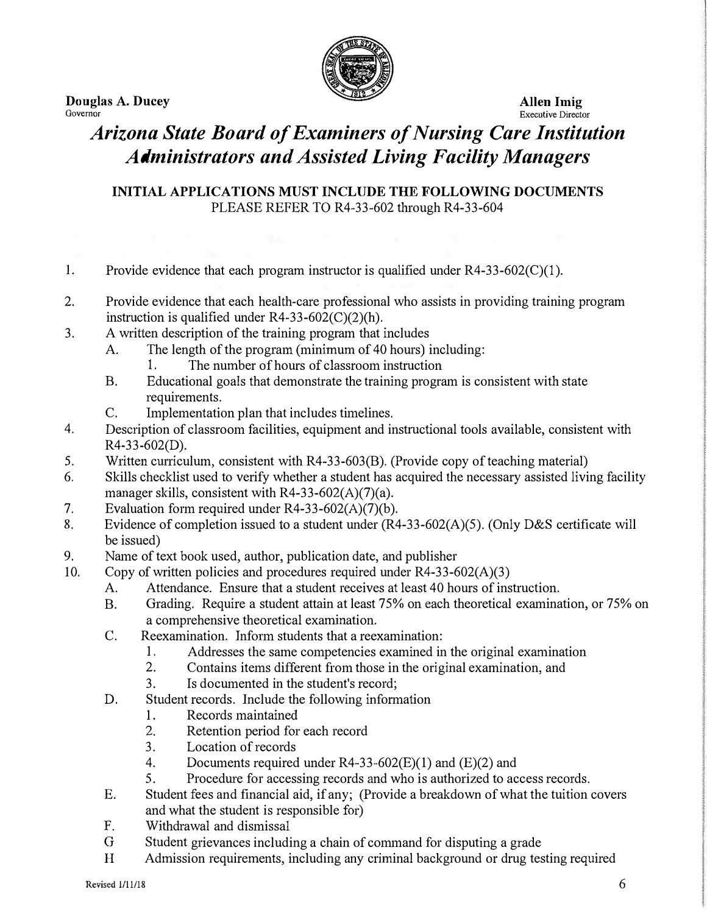**Douglas A. Ducey**
Governor

**Allen Imig**
Executive Director

# *Arizona State Board of Examiners of Nursing Care Institution Administrators and Assisted Living Facility Managers*

**INITIAL APPLICATIONS MUST INCLUDE THE FOLLOWING DOCUMENTS**
PLEASE REFER TO R4-33-602 through R4-33-604

1. Provide evidence that each program instructor is qualified under R4-33-602(C)(1).
2. Provide evidence that each health-care professional who assists in providing training program instruction is qualified under R4-33-602(C)(2)(h).
3. A written description of the training program that includes
   A. The length of the program (minimum of 40 hours) including:
      1. The number of hours of classroom instruction
   B. Educational goals that demonstrate the training program is consistent with state requirements.
   C. Implementation plan that includes timelines.
4. Description of classroom facilities, equipment and instructional tools available, consistent with R4-33-602(D).
5. Written curriculum, consistent with R4-33-603(B). (Provide copy of teaching material)
6. Skills checklist used to verify whether a student has acquired the necessary assisted living facility manager skills, consistent with R4-33-602(A)(7)(a).
7. Evaluation form required under R4-33-602(A)(7)(b).
8. Evidence of completion issued to a student under (R4-33-602(A)(5). (Only D&S certificate will be issued)
9. Name of text book used, author, publication date, and publisher
10. Copy of written policies and procedures required under R4-33-602(A)(3)
    A. Attendance. Ensure that a student receives at least 40 hours of instruction.
    B. Grading. Require a student attain at least 75% on each theoretical examination, or 75% on a comprehensive theoretical examination.
    C. Reexamination. Inform students that a reexamination:
       1. Addresses the same competencies examined in the original examination
       2. Contains items different from those in the original examination, and
       3. Is documented in the student's record;
    D. Student records. Include the following information
       1. Records maintained
       2. Retention period for each record
       3. Location of records
       4. Documents required under R4-33-602(E)(1) and (E)(2) and
       5. Procedure for accessing records and who is authorized to access records.
    E. Student fees and financial aid, if any; (Provide a breakdown of what the tuition covers and what the student is responsible for)
    F. Withdrawal and dismissal
    G Student grievances including a chain of command for disputing a grade
    H Admission requirements, including any criminal background or drug testing required

Revised 1/11/18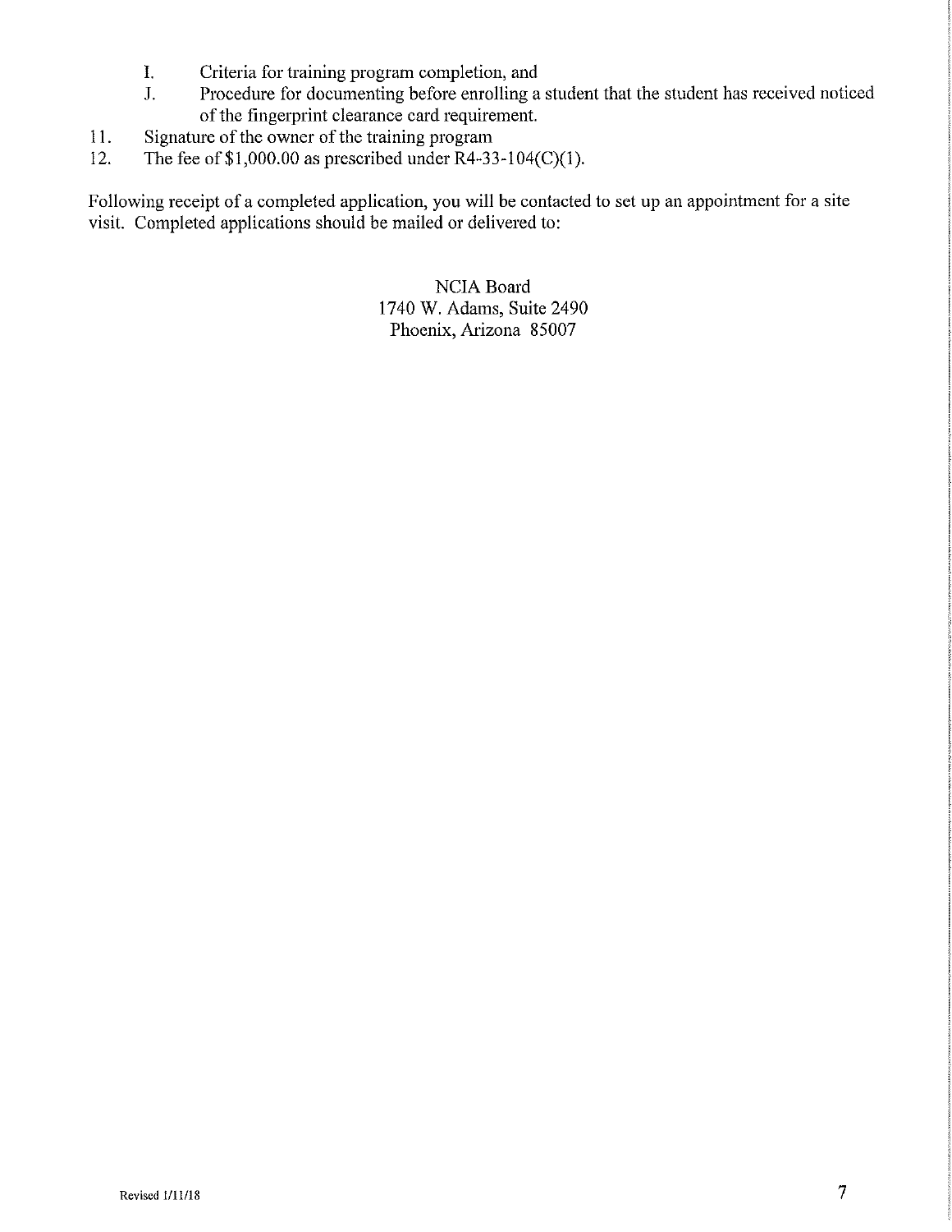I. Criteria for training program completion, and
   J. Procedure for documenting before enrolling a student that the student has received noticed of the fingerprint clearance card requirement.

11. Signature of the owner of the training program
12. The fee of $1,000.00 as prescribed under R4-33-104(C)(1).

Following receipt of a completed application, you will be contacted to set up an appointment for a site visit. Completed applications should be mailed or delivered to:

NCIA Board  
1740 W. Adams, Suite 2490  
Phoenix, Arizona 85007

Revised 1/11/18